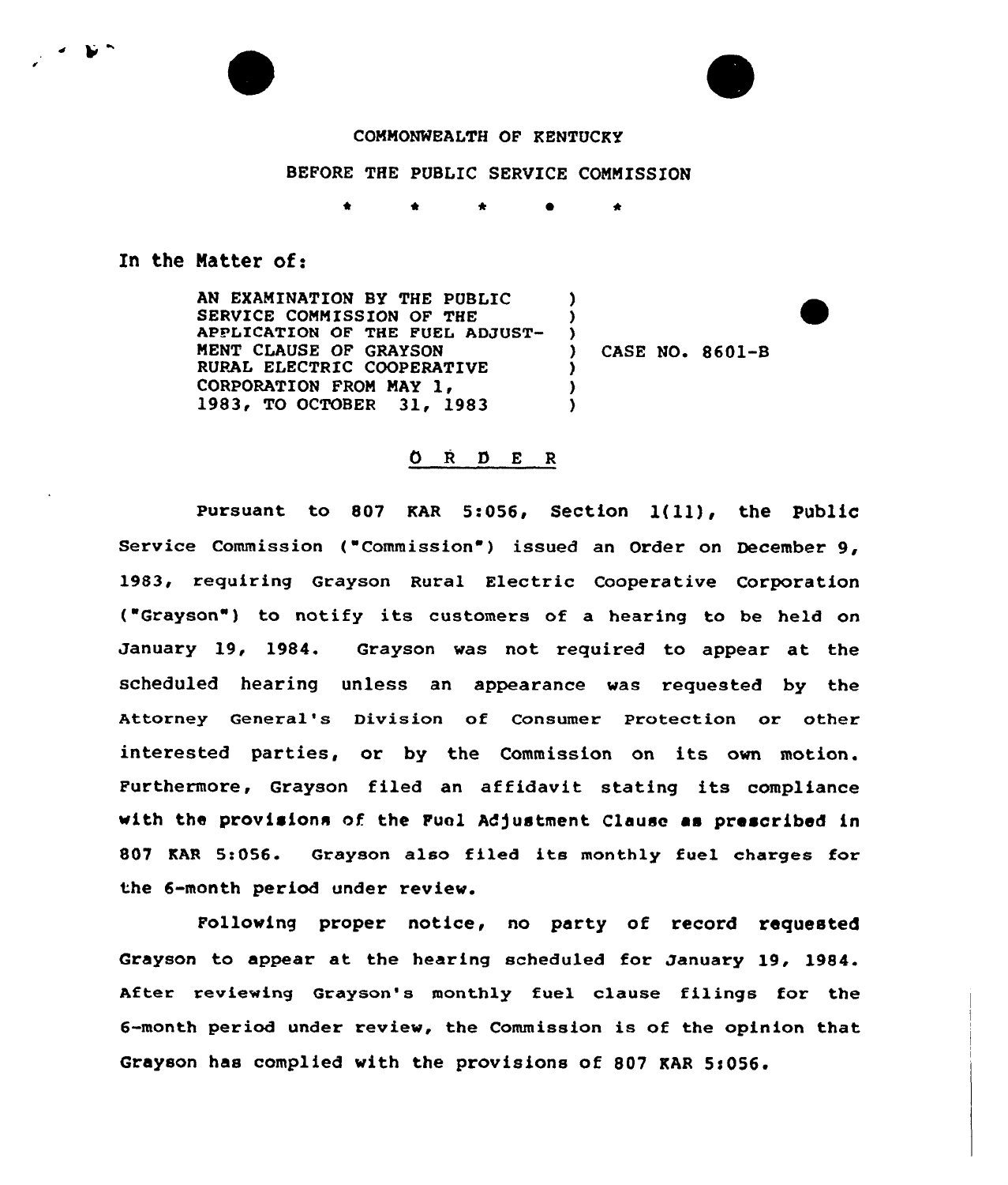COMMONWEALTH OF KENTUCKY

BEFORE THE PUBLIC SERVICE COMMISSION

\* \* \* \* \*

In the Matter of:

AN EXAMINATION BY THE PUBLIC SERVICE COMMISSION OF THE APPLICATION OF THE FUEL ADJUSTMENT CLAUSE OF GRAYSON RURAL ELECTRIC COOPERATIVE CORPORATION FROM MAY 1, 1983, TO OCTOBER 31, 1983 ) CASE NO. 8601-B

# O R D E R

Pursuant to 807 KAR 5:056, Section 1(11), the Public Service Commission ("Commission") issued an Order on December 9, 1983, requiring Grayson Rural Electric Cooperative Corporation ("Grayson") to notify its customers of a hearing to be held on January 19, 1984. Grayson was not required to appear at the scheduled hearing unless an appearance was requested by the Attorney General's Division of Consumer Protection or other interested parties, or by the Commission on its own motion. Furthermore, Grayson filed an affidavit stating its compliance with the provisions of the Fuel Adjustment Clause as prescribed in 807 KAR 5:056. Grayson also filed its monthly fuel charges for the 6-month period under review.

Following proper notice, no party of record requested Grayson to appear at the hearing scheduled for January 19, 1984. After reviewing Grayson's monthly fuel clause filings for the 6-month period under review, the Commission is of the opinion that Grayson has complied with the provisions of 807 KAR 5:056.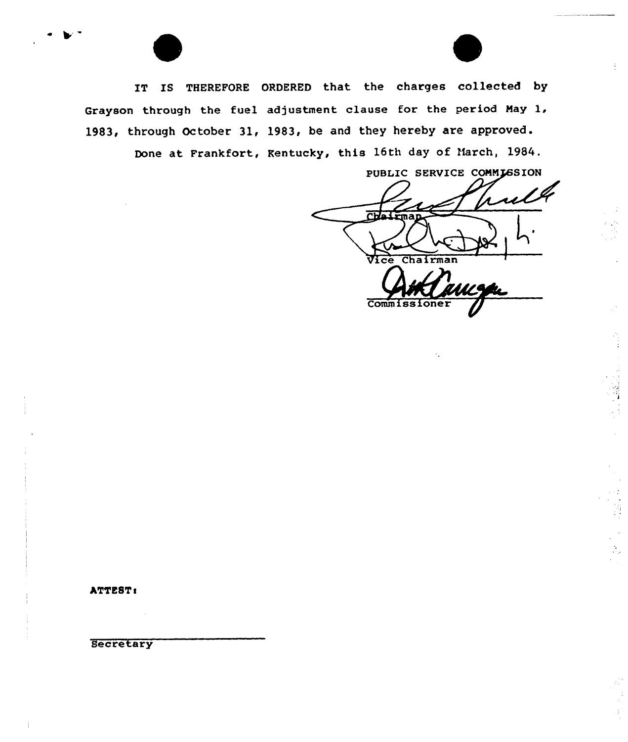IT IS THEREFORE ORDERED that the charges collected by Grayson through the fuel adjustment clause for the period May 1, 1983, through October 31, 1983, be and they hereby are approved.

Done at Frankfort, Kentucky, this 16th day of March, 1984.

PUBLIC SERVICE COMMISSION

Chairman

Vice Chairman

Commissioner

ATTEST:

Secretary